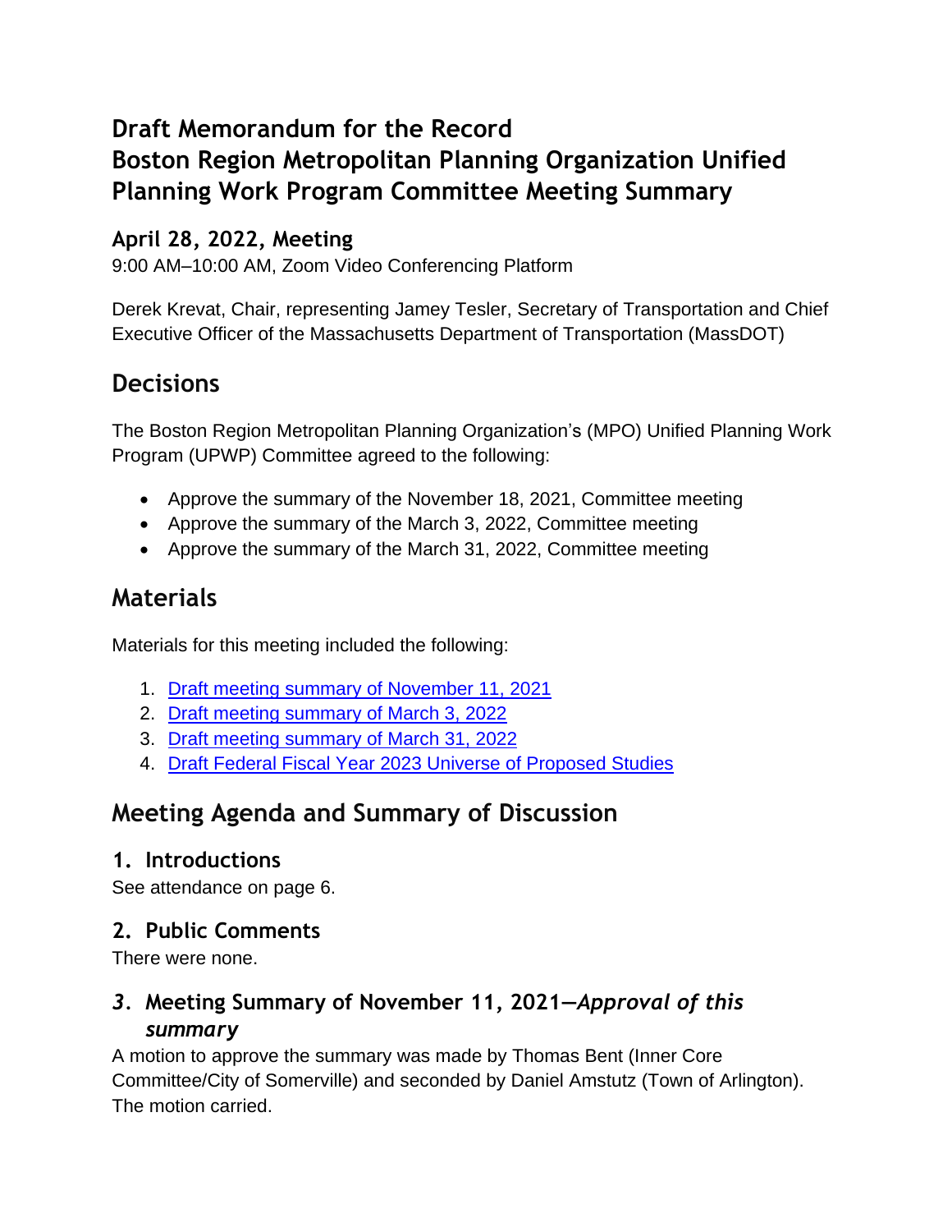# Draft Memorandum for the Record
# Boston Region Metropolitan Planning Organization Unified Planning Work Program Committee Meeting Summary

## April 28, 2022, Meeting

9:00 AM–10:00 AM, Zoom Video Conferencing Platform

Derek Krevat, Chair, representing Jamey Tesler, Secretary of Transportation and Chief Executive Officer of the Massachusetts Department of Transportation (MassDOT)

## Decisions

The Boston Region Metropolitan Planning Organization's (MPO) Unified Planning Work Program (UPWP) Committee agreed to the following:

- Approve the summary of the November 18, 2021, Committee meeting
- Approve the summary of the March 3, 2022, Committee meeting
- Approve the summary of the March 31, 2022, Committee meeting

## Materials

Materials for this meeting included the following:

1. Draft meeting summary of November 11, 2021
2. Draft meeting summary of March 3, 2022
3. Draft meeting summary of March 31, 2022
4. Draft Federal Fiscal Year 2023 Universe of Proposed Studies

## Meeting Agenda and Summary of Discussion

### 1. Introductions

See attendance on page 6.

### 2. Public Comments

There were none.

### 3. Meeting Summary of November 11, 2021—*Approval of this summary*

A motion to approve the summary was made by Thomas Bent (Inner Core Committee/City of Somerville) and seconded by Daniel Amstutz (Town of Arlington). The motion carried.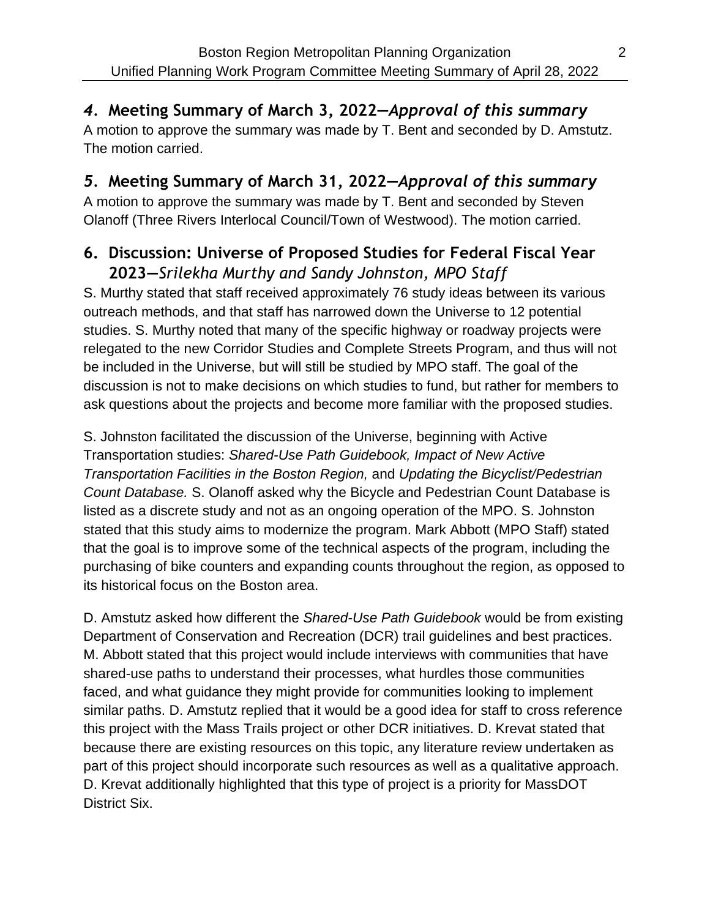## *4.* Meeting Summary of March 3, 2022—*Approval of this summary*

A motion to approve the summary was made by T. Bent and seconded by D. Amstutz. The motion carried.

## *5.* Meeting Summary of March 31, 2022—*Approval of this summary*

A motion to approve the summary was made by T. Bent and seconded by Steven Olanoff (Three Rivers Interlocal Council/Town of Westwood). The motion carried.

## 6. Discussion: Universe of Proposed Studies for Federal Fiscal Year 2023—*Srilekha Murthy and Sandy Johnston, MPO Staff*

S. Murthy stated that staff received approximately 76 study ideas between its various outreach methods, and that staff has narrowed down the Universe to 12 potential studies. S. Murthy noted that many of the specific highway or roadway projects were relegated to the new Corridor Studies and Complete Streets Program, and thus will not be included in the Universe, but will still be studied by MPO staff. The goal of the discussion is not to make decisions on which studies to fund, but rather for members to ask questions about the projects and become more familiar with the proposed studies.

S. Johnston facilitated the discussion of the Universe, beginning with Active Transportation studies: *Shared-Use Path Guidebook, Impact of New Active Transportation Facilities in the Boston Region,* and *Updating the Bicyclist/Pedestrian Count Database.* S. Olanoff asked why the Bicycle and Pedestrian Count Database is listed as a discrete study and not as an ongoing operation of the MPO. S. Johnston stated that this study aims to modernize the program. Mark Abbott (MPO Staff) stated that the goal is to improve some of the technical aspects of the program, including the purchasing of bike counters and expanding counts throughout the region, as opposed to its historical focus on the Boston area.

D. Amstutz asked how different the *Shared-Use Path Guidebook* would be from existing Department of Conservation and Recreation (DCR) trail guidelines and best practices. M. Abbott stated that this project would include interviews with communities that have shared-use paths to understand their processes, what hurdles those communities faced, and what guidance they might provide for communities looking to implement similar paths. D. Amstutz replied that it would be a good idea for staff to cross reference this project with the Mass Trails project or other DCR initiatives. D. Krevat stated that because there are existing resources on this topic, any literature review undertaken as part of this project should incorporate such resources as well as a qualitative approach. D. Krevat additionally highlighted that this type of project is a priority for MassDOT District Six.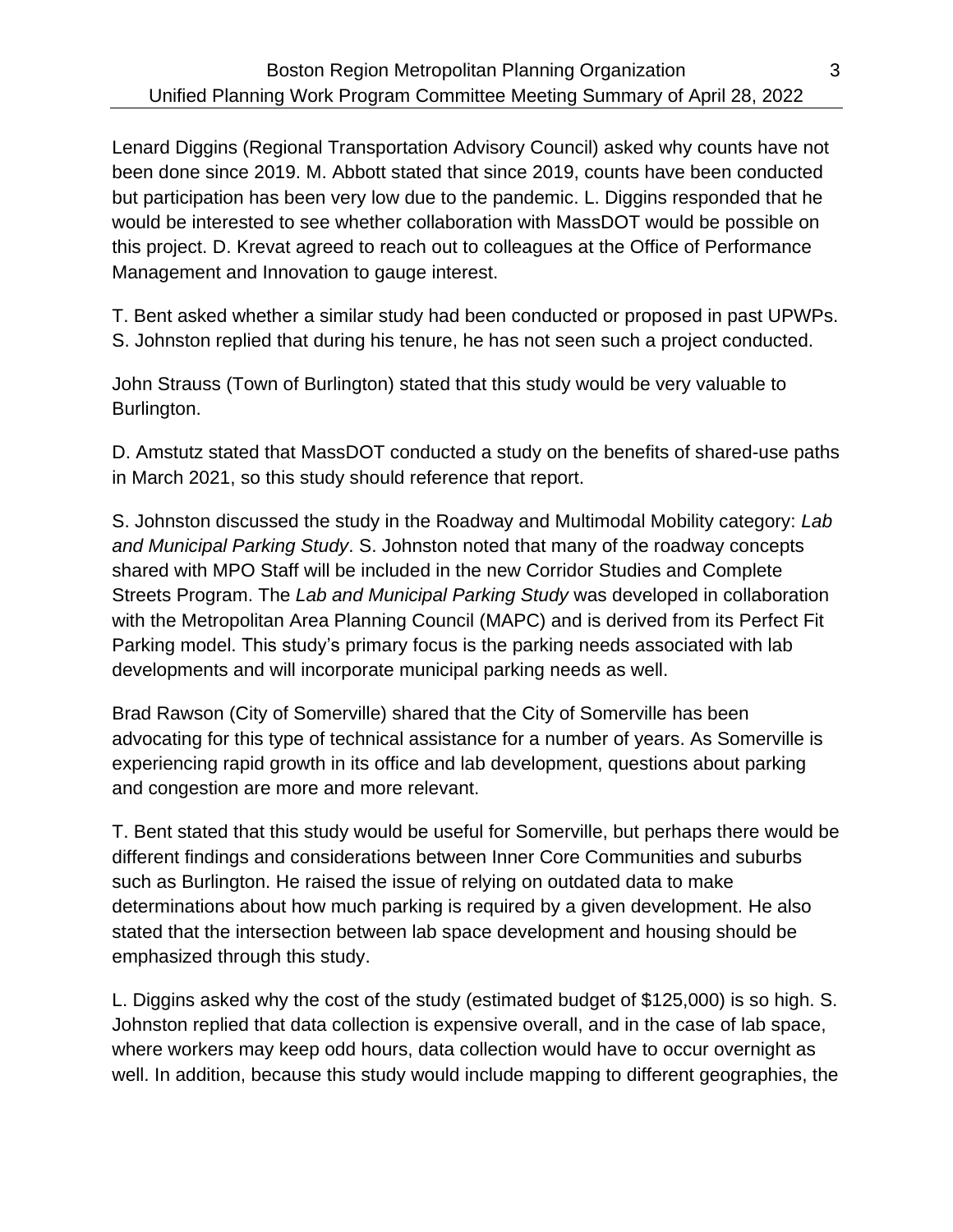Lenard Diggins (Regional Transportation Advisory Council) asked why counts have not been done since 2019. M. Abbott stated that since 2019, counts have been conducted but participation has been very low due to the pandemic. L. Diggins responded that he would be interested to see whether collaboration with MassDOT would be possible on this project. D. Krevat agreed to reach out to colleagues at the Office of Performance Management and Innovation to gauge interest.

T. Bent asked whether a similar study had been conducted or proposed in past UPWPs. S. Johnston replied that during his tenure, he has not seen such a project conducted.

John Strauss (Town of Burlington) stated that this study would be very valuable to Burlington.

D. Amstutz stated that MassDOT conducted a study on the benefits of shared-use paths in March 2021, so this study should reference that report.

S. Johnston discussed the study in the Roadway and Multimodal Mobility category: *Lab and Municipal Parking Study*. S. Johnston noted that many of the roadway concepts shared with MPO Staff will be included in the new Corridor Studies and Complete Streets Program. The *Lab and Municipal Parking Study* was developed in collaboration with the Metropolitan Area Planning Council (MAPC) and is derived from its Perfect Fit Parking model. This study's primary focus is the parking needs associated with lab developments and will incorporate municipal parking needs as well.

Brad Rawson (City of Somerville) shared that the City of Somerville has been advocating for this type of technical assistance for a number of years. As Somerville is experiencing rapid growth in its office and lab development, questions about parking and congestion are more and more relevant.

T. Bent stated that this study would be useful for Somerville, but perhaps there would be different findings and considerations between Inner Core Communities and suburbs such as Burlington. He raised the issue of relying on outdated data to make determinations about how much parking is required by a given development. He also stated that the intersection between lab space development and housing should be emphasized through this study.

L. Diggins asked why the cost of the study (estimated budget of $125,000) is so high. S. Johnston replied that data collection is expensive overall, and in the case of lab space, where workers may keep odd hours, data collection would have to occur overnight as well. In addition, because this study would include mapping to different geographies, the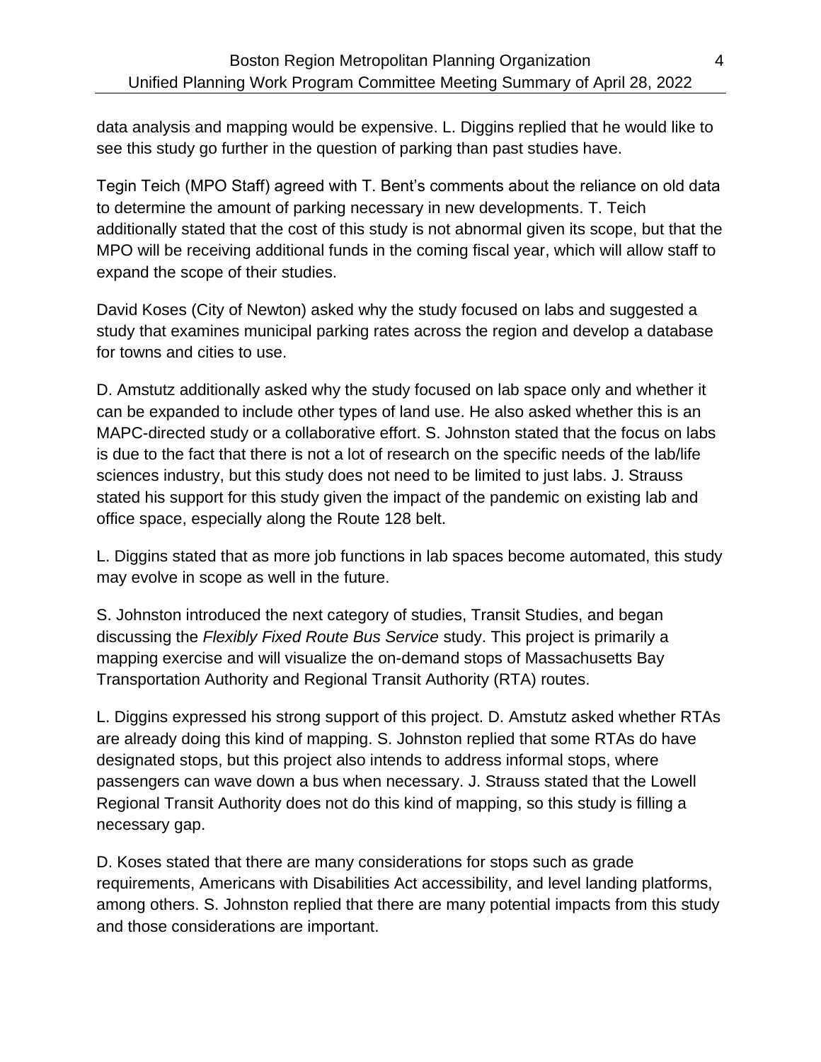data analysis and mapping would be expensive. L. Diggins replied that he would like to see this study go further in the question of parking than past studies have.

Tegin Teich (MPO Staff) agreed with T. Bent's comments about the reliance on old data to determine the amount of parking necessary in new developments. T. Teich additionally stated that the cost of this study is not abnormal given its scope, but that the MPO will be receiving additional funds in the coming fiscal year, which will allow staff to expand the scope of their studies.

David Koses (City of Newton) asked why the study focused on labs and suggested a study that examines municipal parking rates across the region and develop a database for towns and cities to use.

D. Amstutz additionally asked why the study focused on lab space only and whether it can be expanded to include other types of land use. He also asked whether this is an MAPC-directed study or a collaborative effort. S. Johnston stated that the focus on labs is due to the fact that there is not a lot of research on the specific needs of the lab/life sciences industry, but this study does not need to be limited to just labs. J. Strauss stated his support for this study given the impact of the pandemic on existing lab and office space, especially along the Route 128 belt.

L. Diggins stated that as more job functions in lab spaces become automated, this study may evolve in scope as well in the future.

S. Johnston introduced the next category of studies, Transit Studies, and began discussing the *Flexibly Fixed Route Bus Service* study. This project is primarily a mapping exercise and will visualize the on-demand stops of Massachusetts Bay Transportation Authority and Regional Transit Authority (RTA) routes.

L. Diggins expressed his strong support of this project. D. Amstutz asked whether RTAs are already doing this kind of mapping. S. Johnston replied that some RTAs do have designated stops, but this project also intends to address informal stops, where passengers can wave down a bus when necessary. J. Strauss stated that the Lowell Regional Transit Authority does not do this kind of mapping, so this study is filling a necessary gap.

D. Koses stated that there are many considerations for stops such as grade requirements, Americans with Disabilities Act accessibility, and level landing platforms, among others. S. Johnston replied that there are many potential impacts from this study and those considerations are important.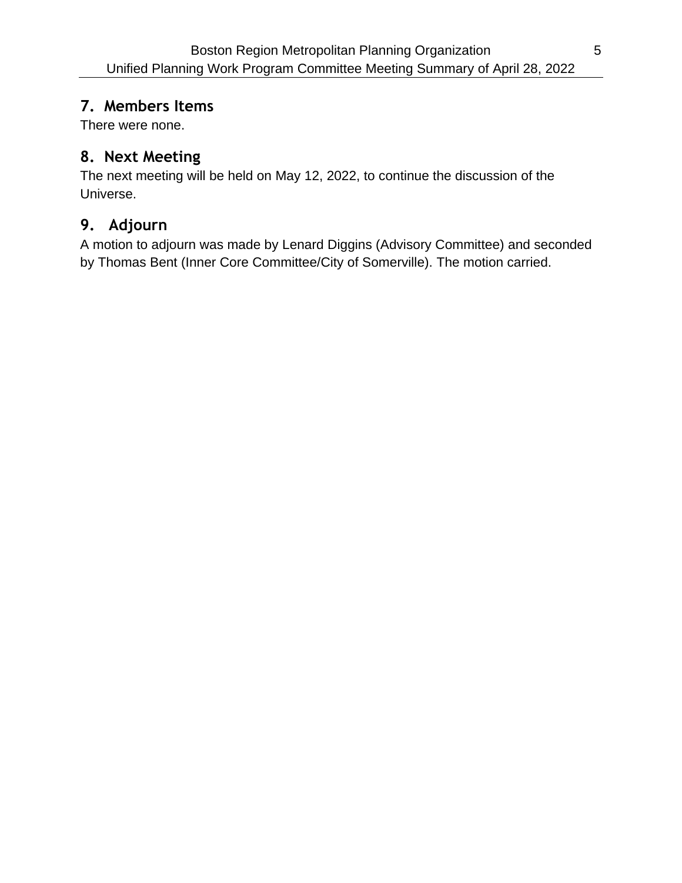## 7. Members Items

There were none.

## 8. Next Meeting

The next meeting will be held on May 12, 2022, to continue the discussion of the Universe.

## 9. Adjourn

A motion to adjourn was made by Lenard Diggins (Advisory Committee) and seconded by Thomas Bent (Inner Core Committee/City of Somerville). The motion carried.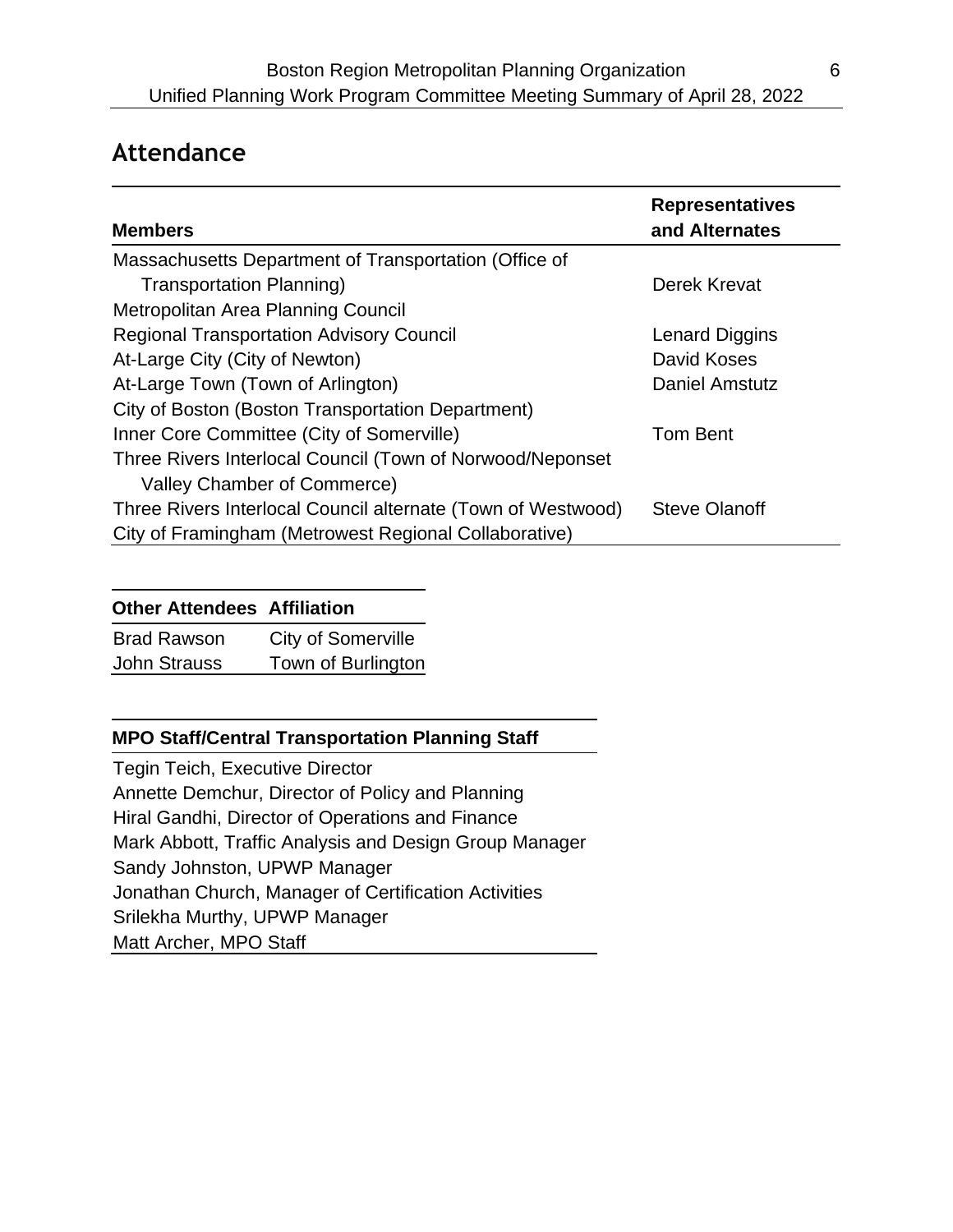## Attendance

| Members | Representatives and Alternates |
|---|---|
| Massachusetts Department of Transportation (Office of Transportation Planning) | Derek Krevat |
| Metropolitan Area Planning Council | |
| Regional Transportation Advisory Council | Lenard Diggins |
| At-Large City (City of Newton) | David Koses |
| At-Large Town (Town of Arlington) | Daniel Amstutz |
| City of Boston (Boston Transportation Department) | |
| Inner Core Committee (City of Somerville) | Tom Bent |
| Three Rivers Interlocal Council (Town of Norwood/Neponset Valley Chamber of Commerce) | |
| Three Rivers Interlocal Council alternate (Town of Westwood) | Steve Olanoff |
| City of Framingham (Metrowest Regional Collaborative) | |

| Other Attendees | Affiliation |
|---|---|
| Brad Rawson | City of Somerville |
| John Strauss | Town of Burlington |

| MPO Staff/Central Transportation Planning Staff |
|---|
| Tegin Teich, Executive Director |
| Annette Demchur, Director of Policy and Planning |
| Hiral Gandhi, Director of Operations and Finance |
| Mark Abbott, Traffic Analysis and Design Group Manager |
| Sandy Johnston, UPWP Manager |
| Jonathan Church, Manager of Certification Activities |
| Srilekha Murthy, UPWP Manager |
| Matt Archer, MPO Staff |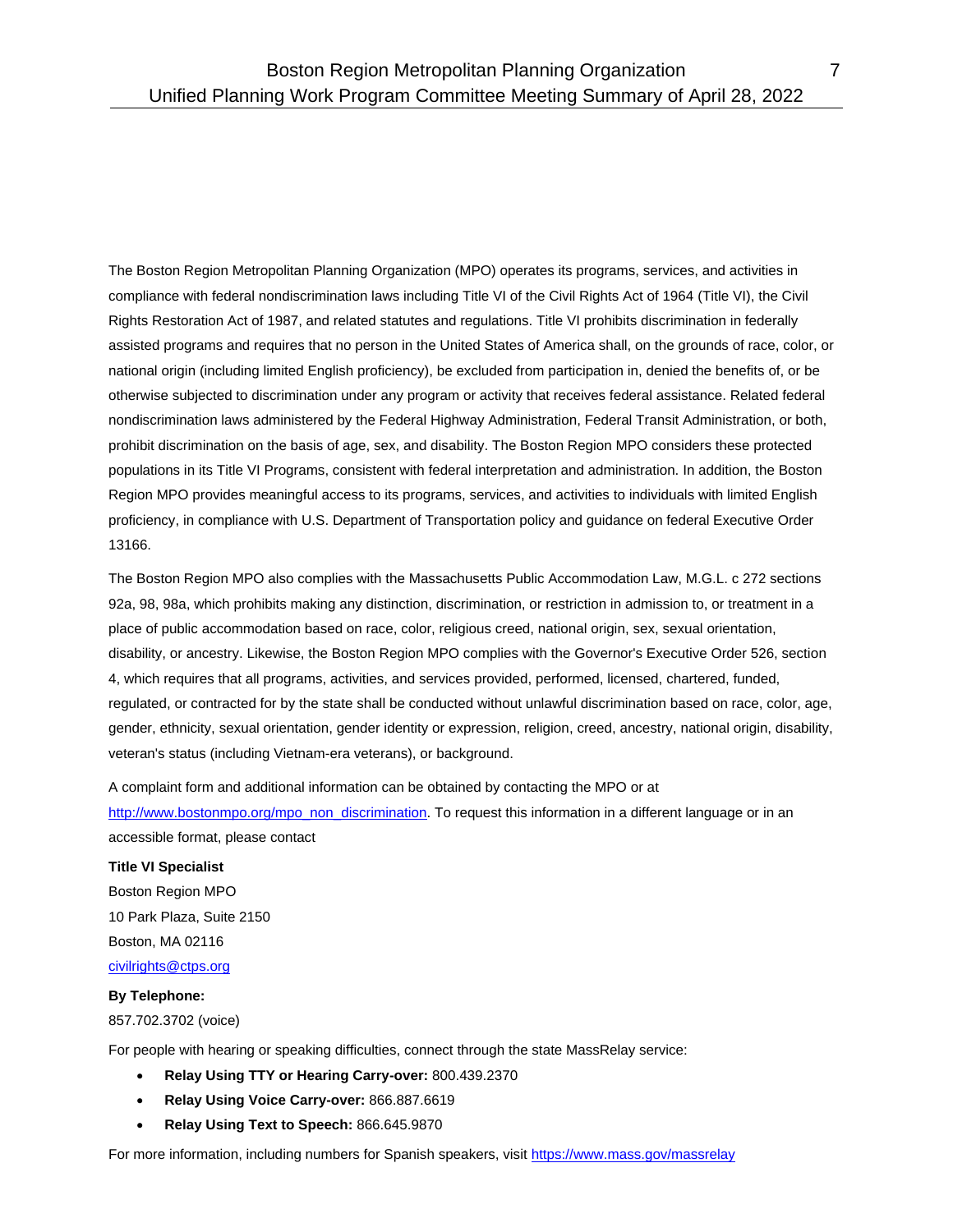The Boston Region Metropolitan Planning Organization (MPO) operates its programs, services, and activities in compliance with federal nondiscrimination laws including Title VI of the Civil Rights Act of 1964 (Title VI), the Civil Rights Restoration Act of 1987, and related statutes and regulations. Title VI prohibits discrimination in federally assisted programs and requires that no person in the United States of America shall, on the grounds of race, color, or national origin (including limited English proficiency), be excluded from participation in, denied the benefits of, or be otherwise subjected to discrimination under any program or activity that receives federal assistance. Related federal nondiscrimination laws administered by the Federal Highway Administration, Federal Transit Administration, or both, prohibit discrimination on the basis of age, sex, and disability. The Boston Region MPO considers these protected populations in its Title VI Programs, consistent with federal interpretation and administration. In addition, the Boston Region MPO provides meaningful access to its programs, services, and activities to individuals with limited English proficiency, in compliance with U.S. Department of Transportation policy and guidance on federal Executive Order 13166.

The Boston Region MPO also complies with the Massachusetts Public Accommodation Law, M.G.L. c 272 sections 92a, 98, 98a, which prohibits making any distinction, discrimination, or restriction in admission to, or treatment in a place of public accommodation based on race, color, religious creed, national origin, sex, sexual orientation, disability, or ancestry. Likewise, the Boston Region MPO complies with the Governor's Executive Order 526, section 4, which requires that all programs, activities, and services provided, performed, licensed, chartered, funded, regulated, or contracted for by the state shall be conducted without unlawful discrimination based on race, color, age, gender, ethnicity, sexual orientation, gender identity or expression, religion, creed, ancestry, national origin, disability, veteran's status (including Vietnam-era veterans), or background.

A complaint form and additional information can be obtained by contacting the MPO or at http://www.bostonmpo.org/mpo_non_discrimination. To request this information in a different language or in an accessible format, please contact

**Title VI Specialist**
Boston Region MPO
10 Park Plaza, Suite 2150
Boston, MA 02116
civilrights@ctps.org

**By Telephone:**
857.702.3702 (voice)

For people with hearing or speaking difficulties, connect through the state MassRelay service:

- **Relay Using TTY or Hearing Carry-over:** 800.439.2370
- **Relay Using Voice Carry-over:** 866.887.6619
- **Relay Using Text to Speech:** 866.645.9870

For more information, including numbers for Spanish speakers, visit https://www.mass.gov/massrelay